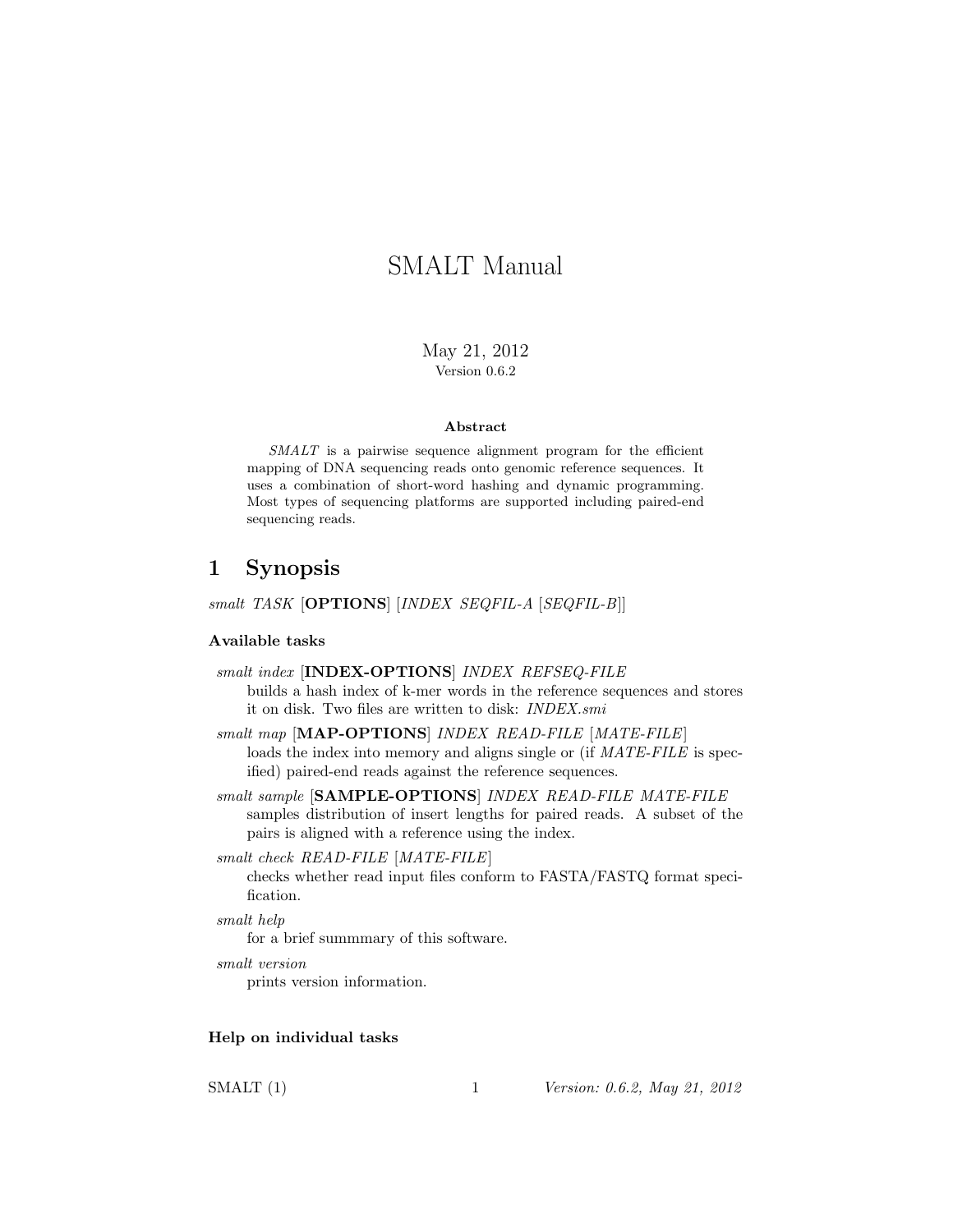# SMALT Manual

May 21, 2012
Version 0.6.2

**Abstract**

*SMALT* is a pairwise sequence alignment program for the efficient mapping of DNA sequencing reads onto genomic reference sequences. It uses a combination of short-word hashing and dynamic programming. Most types of sequencing platforms are supported including paired-end sequencing reads.

## 1 Synopsis

*smalt TASK* [**OPTIONS**] [*INDEX SEQFIL-A* [*SEQFIL-B*]]

### Available tasks

*smalt index* [**INDEX-OPTIONS**] *INDEX REFSEQ-FILE*
: builds a hash index of k-mer words in the reference sequences and stores it on disk. Two files are written to disk: *INDEX.smi*

*smalt map* [**MAP-OPTIONS**] *INDEX READ-FILE* [*MATE-FILE*]
: loads the index into memory and aligns single or (if *MATE-FILE* is specified) paired-end reads against the reference sequences.

*smalt sample* [**SAMPLE-OPTIONS**] *INDEX READ-FILE MATE-FILE*
: samples distribution of insert lengths for paired reads. A subset of the pairs is aligned with a reference using the index.

*smalt check READ-FILE* [*MATE-FILE*]
: checks whether read input files conform to FASTA/FASTQ format specification.

*smalt help*
: for a brief summmary of this software.

*smalt version*
: prints version information.

### Help on individual tasks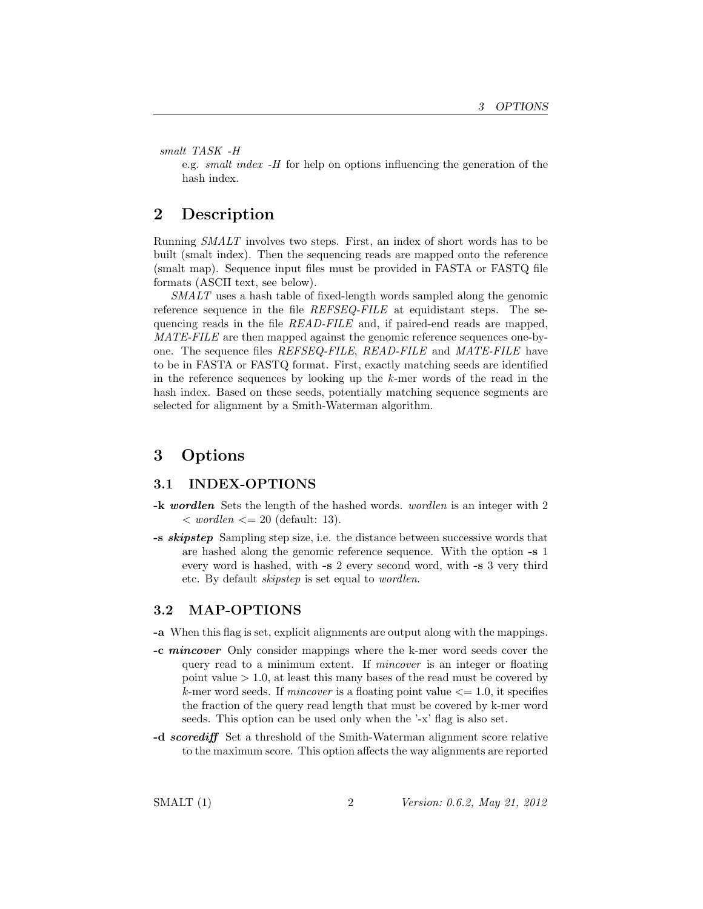*smalt TASK -H*
: e.g. *smalt index -H* for help on options influencing the generation of the hash index.

## 2 Description

Running *SMALT* involves two steps. First, an index of short words has to be built (smalt index). Then the sequencing reads are mapped onto the reference (smalt map). Sequence input files must be provided in FASTA or FASTQ file formats (ASCII text, see below).

*SMALT* uses a hash table of fixed-length words sampled along the genomic reference sequence in the file *REFSEQ-FILE* at equidistant steps. The sequencing reads in the file *READ-FILE* and, if paired-end reads are mapped, *MATE-FILE* are then mapped against the genomic reference sequences one-by-one. The sequence files *REFSEQ-FILE*, *READ-FILE* and *MATE-FILE* have to be in FASTA or FASTQ format. First, exactly matching seeds are identified in the reference sequences by looking up the $k$-mer words of the read in the hash index. Based on these seeds, potentially matching sequence segments are selected for alignment by a Smith-Waterman algorithm.

## 3 Options

### 3.1 INDEX-OPTIONS

**-k *wordlen*** Sets the length of the hashed words. *wordlen* is an integer with 2 < *wordlen* <= 20 (default: 13).

**-s *skipstep*** Sampling step size, i.e. the distance between successive words that are hashed along the genomic reference sequence. With the option **-s** 1 every word is hashed, with **-s** 2 every second word, with **-s** 3 very third etc. By default *skipstep* is set equal to *wordlen*.

### 3.2 MAP-OPTIONS

**-a** When this flag is set, explicit alignments are output along with the mappings.

**-c *mincover*** Only consider mappings where the k-mer word seeds cover the query read to a minimum extent. If *mincover* is an integer or floating point value > 1.0, at least this many bases of the read must be covered by $k$-mer word seeds. If *mincover* is a floating point value <= 1.0, it specifies the fraction of the query read length that must be covered by k-mer word seeds. This option can be used only when the '-x' flag is also set.

**-d *scorediff*** Set a threshold of the Smith-Waterman alignment score relative to the maximum score. This option affects the way alignments are reported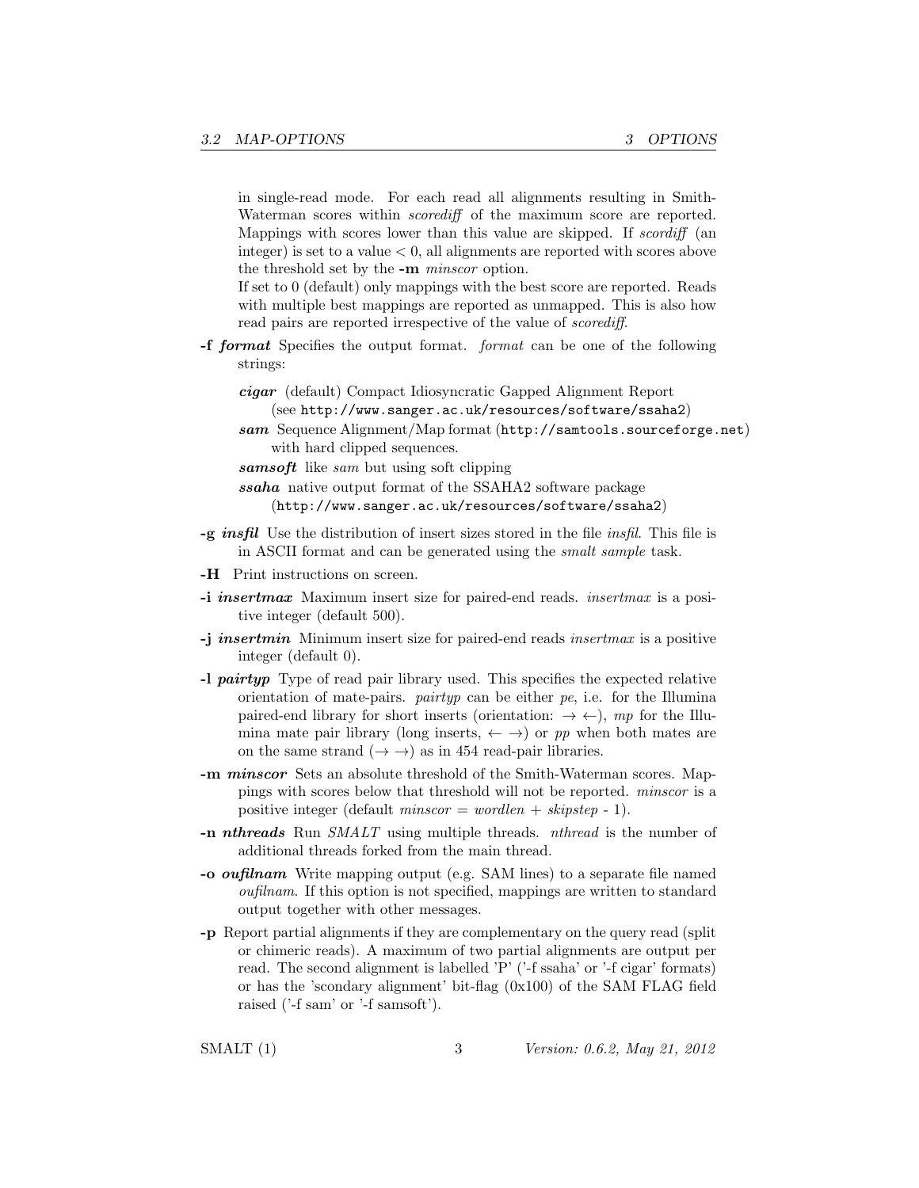in single-read mode. For each read all alignments resulting in Smith-Waterman scores within *scorediff* of the maximum score are reported. Mappings with scores lower than this value are skipped. If *scordiff* (an integer) is set to a value < 0, all alignments are reported with scores above the threshold set by the **-m** *minscor* option.

If set to 0 (default) only mappings with the best score are reported. Reads with multiple best mappings are reported as unmapped. This is also how read pairs are reported irrespective of the value of *scorediff*.

**-f** ***format*** Specifies the output format. *format* can be one of the following strings:

- ***cigar*** (default) Compact Idiosyncratic Gapped Alignment Report (see `http://www.sanger.ac.uk/resources/software/ssaha2`)
- ***sam*** Sequence Alignment/Map format (`http://samtools.sourceforge.net`) with hard clipped sequences.
- ***samsoft*** like *sam* but using soft clipping
- ***ssaha*** native output format of the SSAHA2 software package (`http://www.sanger.ac.uk/resources/software/ssaha2`)

**-g** ***insfil*** Use the distribution of insert sizes stored in the file *insfil*. This file is in ASCII format and can be generated using the *smalt sample* task.

**-H** Print instructions on screen.

**-i** ***insertmax*** Maximum insert size for paired-end reads. *insertmax* is a positive integer (default 500).

**-j** ***insertmin*** Minimum insert size for paired-end reads *insertmax* is a positive integer (default 0).

**-l** ***pairtyp*** Type of read pair library used. This specifies the expected relative orientation of mate-pairs. *pairtyp* can be either *pe*, i.e. for the Illumina paired-end library for short inserts (orientation: $\rightarrow \leftarrow$), *mp* for the Illumina mate pair library (long inserts, $\leftarrow \rightarrow$) or *pp* when both mates are on the same strand ($\rightarrow \rightarrow$) as in 454 read-pair libraries.

**-m** ***minscor*** Sets an absolute threshold of the Smith-Waterman scores. Mappings with scores below that threshold will not be reported. *minscor* is a positive integer (default *minscor* = *wordlen* + *skipstep* - 1).

**-n** ***nthreads*** Run *SMALT* using multiple threads. *nthread* is the number of additional threads forked from the main thread.

**-o** ***oufilnam*** Write mapping output (e.g. SAM lines) to a separate file named *oufilnam*. If this option is not specified, mappings are written to standard output together with other messages.

**-p** Report partial alignments if they are complementary on the query read (split or chimeric reads). A maximum of two partial alignments are output per read. The second alignment is labelled 'P' ('-f ssaha' or '-f cigar' formats) or has the 'scondary alignment' bit-flag (0x100) of the SAM FLAG field raised ('-f sam' or '-f samsoft').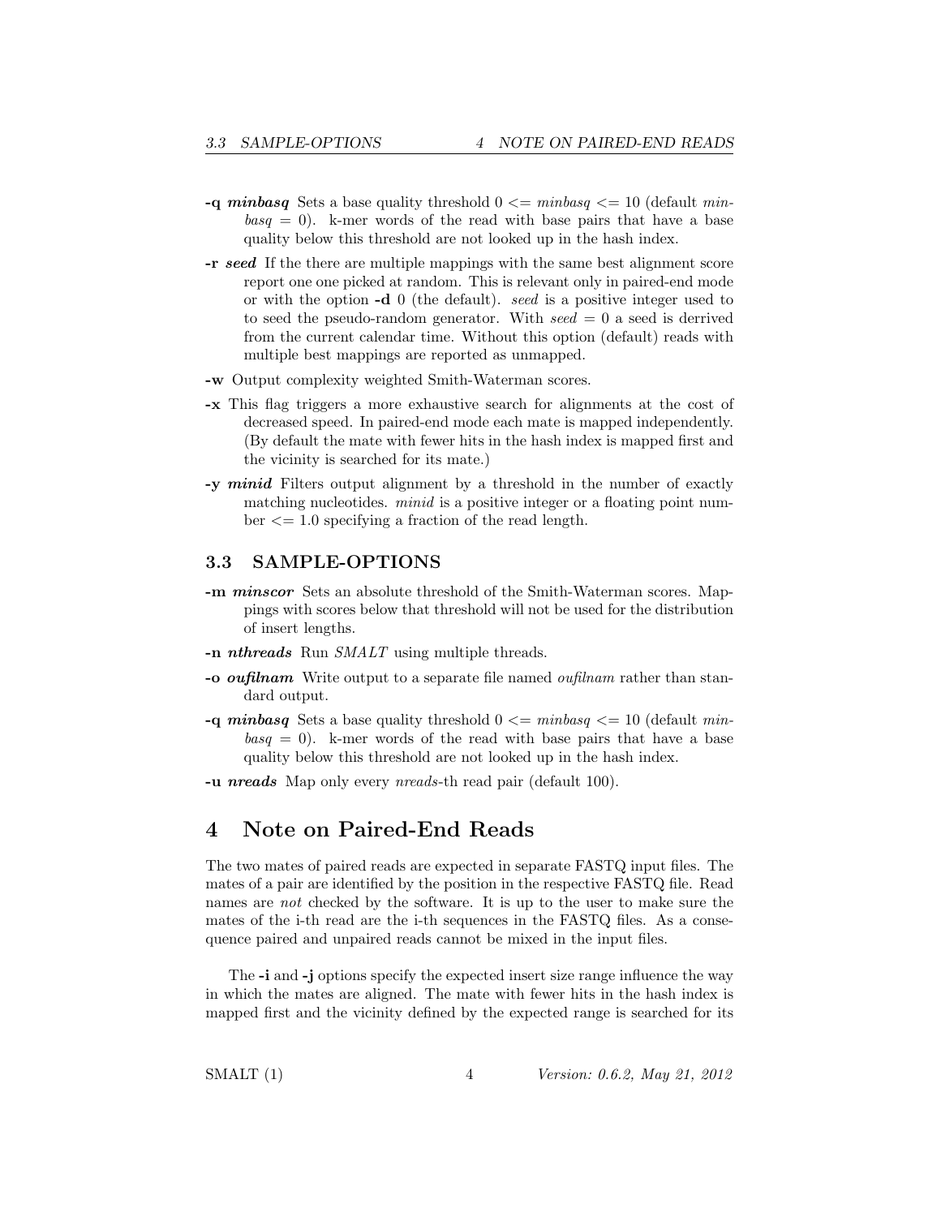**-q *minbasq*** Sets a base quality threshold $0 <= minbasq <= 10$ (default $minbasq = 0$). k-mer words of the read with base pairs that have a base quality below this threshold are not looked up in the hash index.

**-r *seed*** If the there are multiple mappings with the same best alignment score report one one picked at random. This is relevant only in paired-end mode or with the option **-d** 0 (the default). *seed* is a positive integer used to to seed the pseudo-random generator. With $seed = 0$ a seed is derrived from the current calendar time. Without this option (default) reads with multiple best mappings are reported as unmapped.

**-w** Output complexity weighted Smith-Waterman scores.

**-x** This flag triggers a more exhaustive search for alignments at the cost of decreased speed. In paired-end mode each mate is mapped independently. (By default the mate with fewer hits in the hash index is mapped first and the vicinity is searched for its mate.)

**-y *minid*** Filters output alignment by a threshold in the number of exactly matching nucleotides. *minid* is a positive integer or a floating point number $<= 1.0$ specifying a fraction of the read length.

### 3.3 SAMPLE-OPTIONS

**-m *minscor*** Sets an absolute threshold of the Smith-Waterman scores. Mappings with scores below that threshold will not be used for the distribution of insert lengths.

**-n *nthreads*** Run *SMALT* using multiple threads.

**-o *oufilnam*** Write output to a separate file named *oufilnam* rather than standard output.

**-q *minbasq*** Sets a base quality threshold $0 <= minbasq <= 10$ (default $minbasq = 0$). k-mer words of the read with base pairs that have a base quality below this threshold are not looked up in the hash index.

**-u *nreads*** Map only every *nreads*-th read pair (default 100).

## 4 Note on Paired-End Reads

The two mates of paired reads are expected in separate FASTQ input files. The mates of a pair are identified by the position in the respective FASTQ file. Read names are *not* checked by the software. It is up to the user to make sure the mates of the i-th read are the i-th sequences in the FASTQ files. As a consequence paired and unpaired reads cannot be mixed in the input files.

The **-i** and **-j** options specify the expected insert size range influence the way in which the mates are aligned. The mate with fewer hits in the hash index is mapped first and the vicinity defined by the expected range is searched for its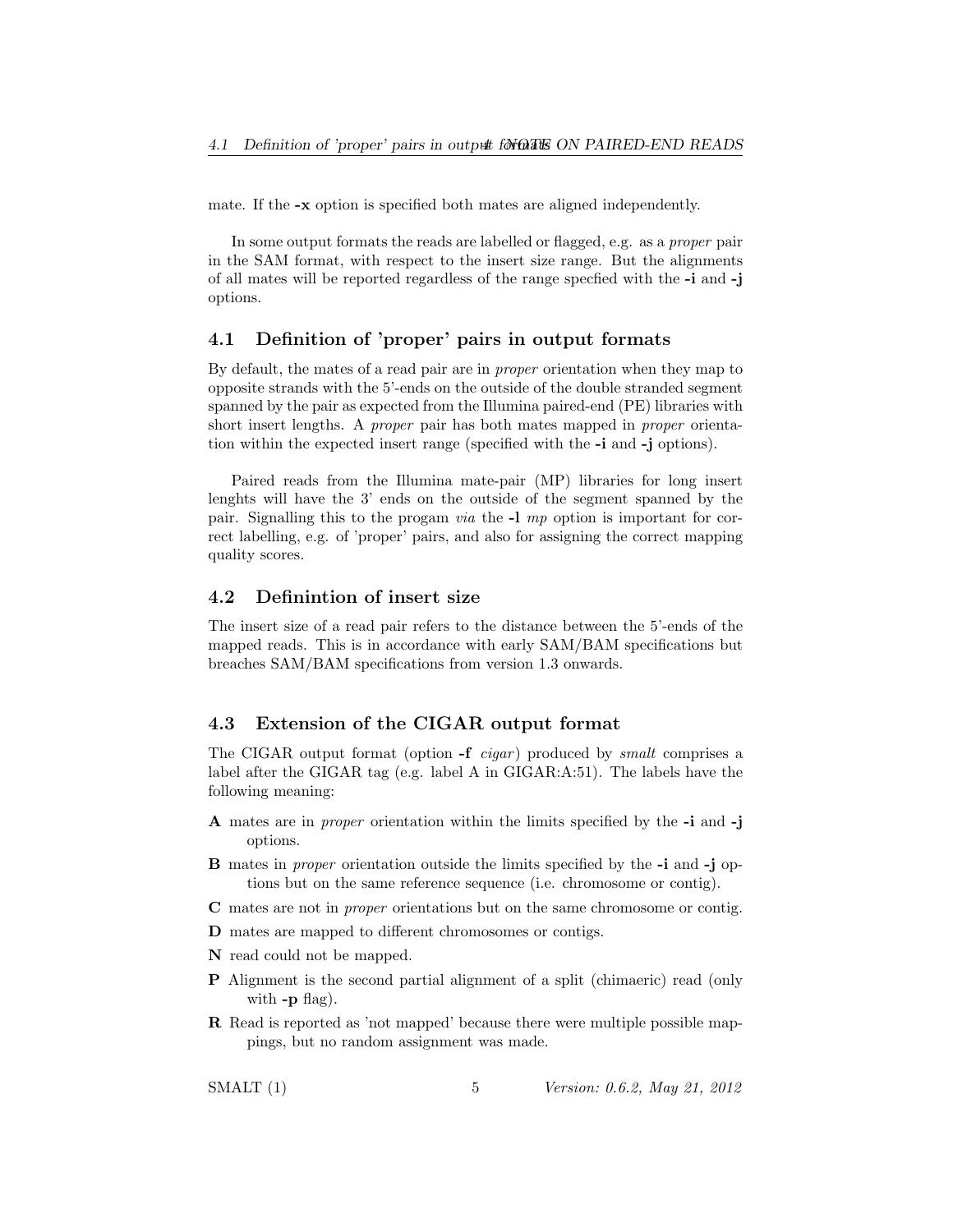mate. If the **-x** option is specified both mates are aligned independently.

In some output formats the reads are labelled or flagged, e.g. as a *proper* pair in the SAM format, with respect to the insert size range. But the alignments of all mates will be reported regardless of the range specfied with the **-i** and **-j** options.

## 4.1 Definition of 'proper' pairs in output formats

By default, the mates of a read pair are in *proper* orientation when they map to opposite strands with the 5'-ends on the outside of the double stranded segment spanned by the pair as expected from the Illumina paired-end (PE) libraries with short insert lengths. A *proper* pair has both mates mapped in *proper* orientation within the expected insert range (specified with the **-i** and **-j** options).

Paired reads from the Illumina mate-pair (MP) libraries for long insert lenghts will have the 3' ends on the outside of the segment spanned by the pair. Signalling this to the progam *via* the **-l** *mp* option is important for correct labelling, e.g. of 'proper' pairs, and also for assigning the correct mapping quality scores.

## 4.2 Definintion of insert size

The insert size of a read pair refers to the distance between the 5'-ends of the mapped reads. This is in accordance with early SAM/BAM specifications but breaches SAM/BAM specifications from version 1.3 onwards.

## 4.3 Extension of the CIGAR output format

The CIGAR output format (option **-f** *cigar*) produced by *smalt* comprises a label after the GIGAR tag (e.g. label A in GIGAR:A:51). The labels have the following meaning:

**A** mates are in *proper* orientation within the limits specified by the **-i** and **-j** options.

**B** mates in *proper* orientation outside the limits specified by the **-i** and **-j** options but on the same reference sequence (i.e. chromosome or contig).

**C** mates are not in *proper* orientations but on the same chromosome or contig.

**D** mates are mapped to different chromosomes or contigs.

**N** read could not be mapped.

**P** Alignment is the second partial alignment of a split (chimaeric) read (only with **-p** flag).

**R** Read is reported as 'not mapped' because there were multiple possible mappings, but no random assignment was made.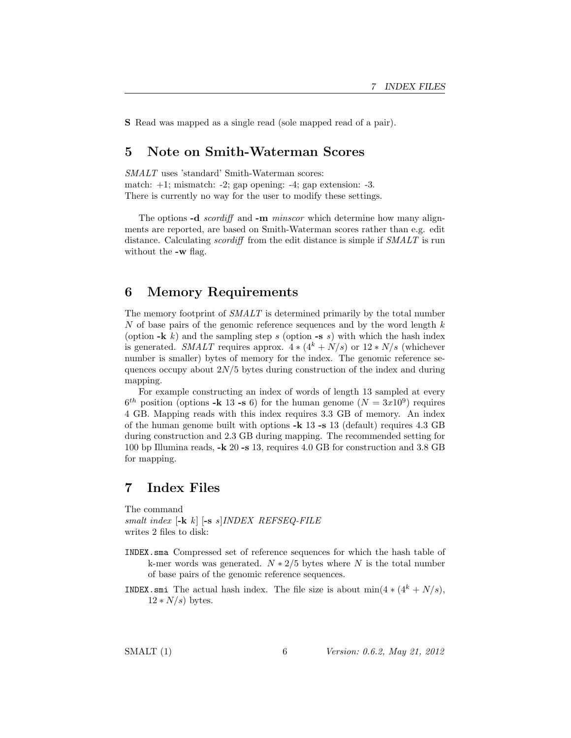**S** Read was mapped as a single read (sole mapped read of a pair).

## 5 Note on Smith-Waterman Scores

*SMALT* uses 'standard' Smith-Waterman scores:
match: +1; mismatch: -2; gap opening: -4; gap extension: -3.
There is currently no way for the user to modify these settings.

The options **-d** *scordiff* and **-m** *minscor* which determine how many alignments are reported, are based on Smith-Waterman scores rather than e.g. edit distance. Calculating *scordiff* from the edit distance is simple if *SMALT* is run without the **-w** flag.

## 6 Memory Requirements

The memory footprint of *SMALT* is determined primarily by the total number $N$ of base pairs of the genomic reference sequences and by the word length $k$ (option **-k** $k$) and the sampling step $s$ (option **-s** $s$) with which the hash index is generated. *SMALT* requires approx. $4 * (4^k + N/s)$ or $12 * N/s$ (whichever number is smaller) bytes of memory for the index. The genomic reference sequences occupy about $2N/5$ bytes during construction of the index and during mapping.

For example constructing an index of words of length 13 sampled at every $6^{th}$ position (options **-k** 13 **-s** 6) for the human genome ($N = 3x10^9$) requires 4 GB. Mapping reads with this index requires 3.3 GB of memory. An index of the human genome built with options **-k** 13 **-s** 13 (default) requires 4.3 GB during construction and 2.3 GB during mapping. The recommended setting for 100 bp Illumina reads, **-k** 20 **-s** 13, requires 4.0 GB for construction and 3.8 GB for mapping.

## 7 Index Files

The command
*smalt index* [**-k** *k*] [**-s** *s*]*INDEX REFSEQ-FILE*
writes 2 files to disk:

`INDEX.sma` Compressed set of reference sequences for which the hash table of k-mer words was generated. $N * 2/5$ bytes where $N$ is the total number of base pairs of the genomic reference sequences.

`INDEX.smi` The actual hash index. The file size is about $\min(4 * (4^k + N/s), 12 * N/s)$ bytes.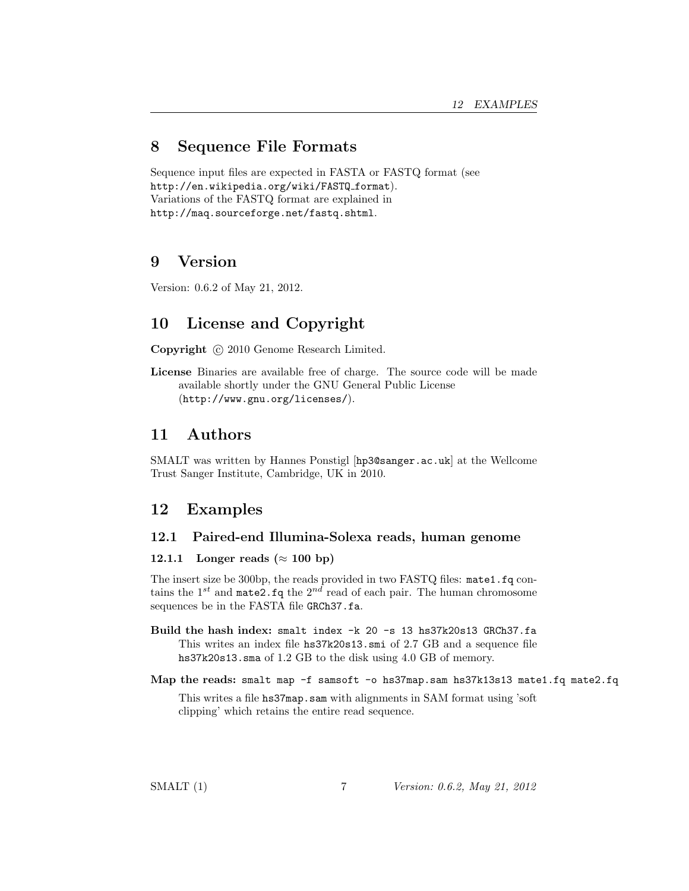## 8 Sequence File Formats

Sequence input files are expected in FASTA or FASTQ format (see `http://en.wikipedia.org/wiki/FASTQ_format`).
Variations of the FASTQ format are explained in `http://maq.sourceforge.net/fastq.shtml`.

## 9 Version

Version: 0.6.2 of May 21, 2012.

## 10 License and Copyright

**Copyright** © 2010 Genome Research Limited.

**License** Binaries are available free of charge. The source code will be made available shortly under the GNU General Public License (`http://www.gnu.org/licenses/`).

## 11 Authors

SMALT was written by Hannes Ponstigl [`hp3@sanger.ac.uk`] at the Wellcome Trust Sanger Institute, Cambridge, UK in 2010.

## 12 Examples

### 12.1 Paired-end Illumina-Solexa reads, human genome

#### 12.1.1 Longer reads ($\approx$ 100 bp)

The insert size be 300bp, the reads provided in two FASTQ files: `mate1.fq` contains the $1^{st}$ and `mate2.fq` the $2^{nd}$ read of each pair. The human chromosome sequences be in the FASTA file `GRCh37.fa`.

**Build the hash index:** `smalt index -k 20 -s 13 hs37k20s13 GRCh37.fa`
This writes an index file `hs37k20s13.smi` of 2.7 GB and a sequence file `hs37k20s13.sma` of 1.2 GB to the disk using 4.0 GB of memory.

**Map the reads:** `smalt map -f samsoft -o hs37map.sam hs37k13s13 mate1.fq mate2.fq`

This writes a file `hs37map.sam` with alignments in SAM format using 'soft clipping' which retains the entire read sequence.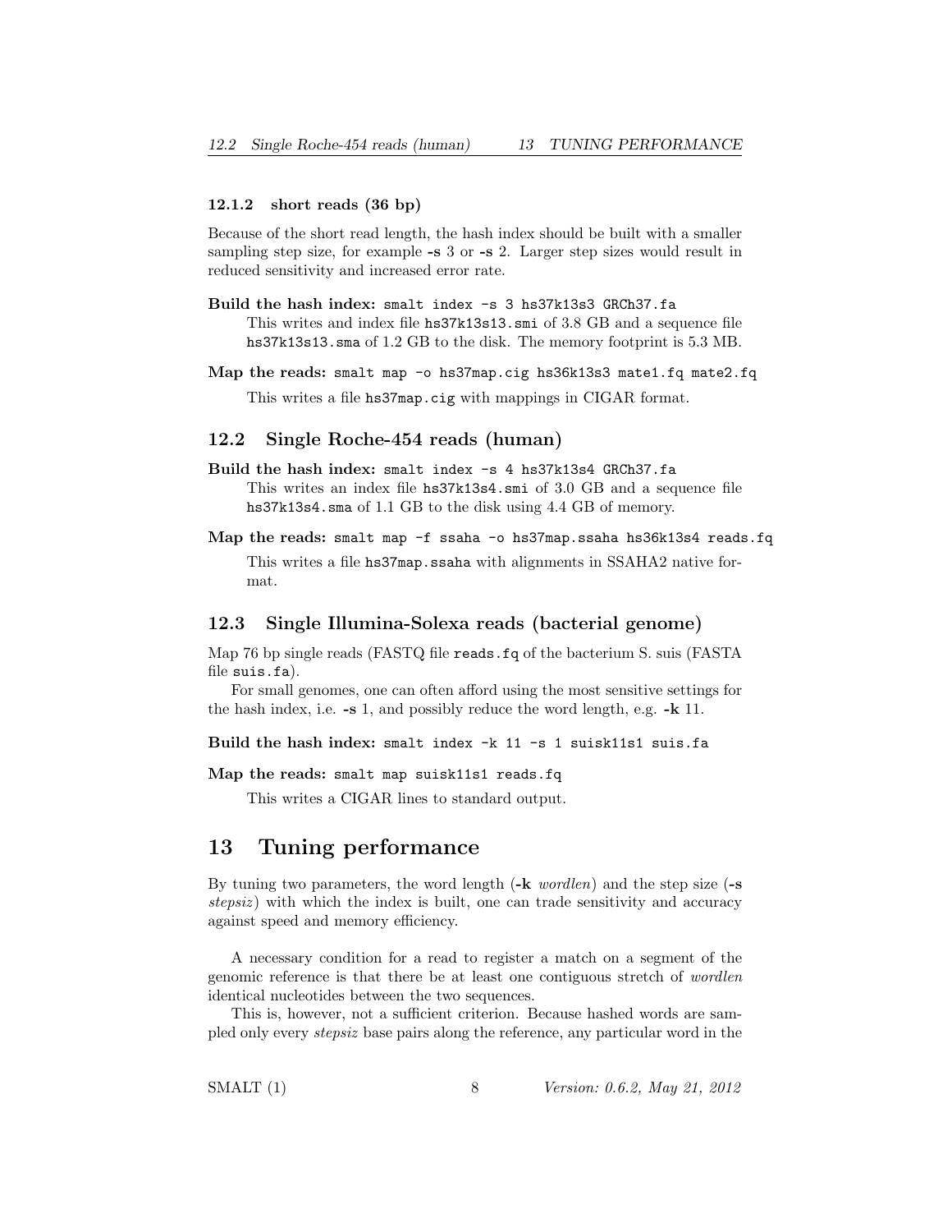#### 12.1.2 short reads (36 bp)

Because of the short read length, the hash index should be built with a smaller sampling step size, for example **-s** 3 or **-s** 2. Larger step sizes would result in reduced sensitivity and increased error rate.

**Build the hash index:** `smalt index -s 3 hs37k13s3 GRCh37.fa`
This writes and index file `hs37k13s13.smi` of 3.8 GB and a sequence file `hs37k13s13.sma` of 1.2 GB to the disk. The memory footprint is 5.3 MB.

**Map the reads:** `smalt map -o hs37map.cig hs36k13s3 mate1.fq mate2.fq`
This writes a file `hs37map.cig` with mappings in CIGAR format.

### 12.2 Single Roche-454 reads (human)

**Build the hash index:** `smalt index -s 4 hs37k13s4 GRCh37.fa`
This writes an index file `hs37k13s4.smi` of 3.0 GB and a sequence file `hs37k13s4.sma` of 1.1 GB to the disk using 4.4 GB of memory.

**Map the reads:** `smalt map -f ssaha -o hs37map.ssaha hs36k13s4 reads.fq`
This writes a file `hs37map.ssaha` with alignments in SSAHA2 native format.

### 12.3 Single Illumina-Solexa reads (bacterial genome)

Map 76 bp single reads (FASTQ file `reads.fq` of the bacterium S. suis (FASTA file `suis.fa`).

For small genomes, one can often afford using the most sensitive settings for the hash index, i.e. **-s** 1, and possibly reduce the word length, e.g. **-k** 11.

**Build the hash index:** `smalt index -k 11 -s 1 suisk11s1 suis.fa`

**Map the reads:** `smalt map suisk11s1 reads.fq`
This writes a CIGAR lines to standard output.

## 13 Tuning performance

By tuning two parameters, the word length (**-k** *wordlen*) and the step size (**-s** *stepsiz*) with which the index is built, one can trade sensitivity and accuracy against speed and memory efficiency.

A necessary condition for a read to register a match on a segment of the genomic reference is that there be at least one contiguous stretch of *wordlen* identical nucleotides between the two sequences.

This is, however, not a sufficient criterion. Because hashed words are sampled only every *stepsiz* base pairs along the reference, any particular word in the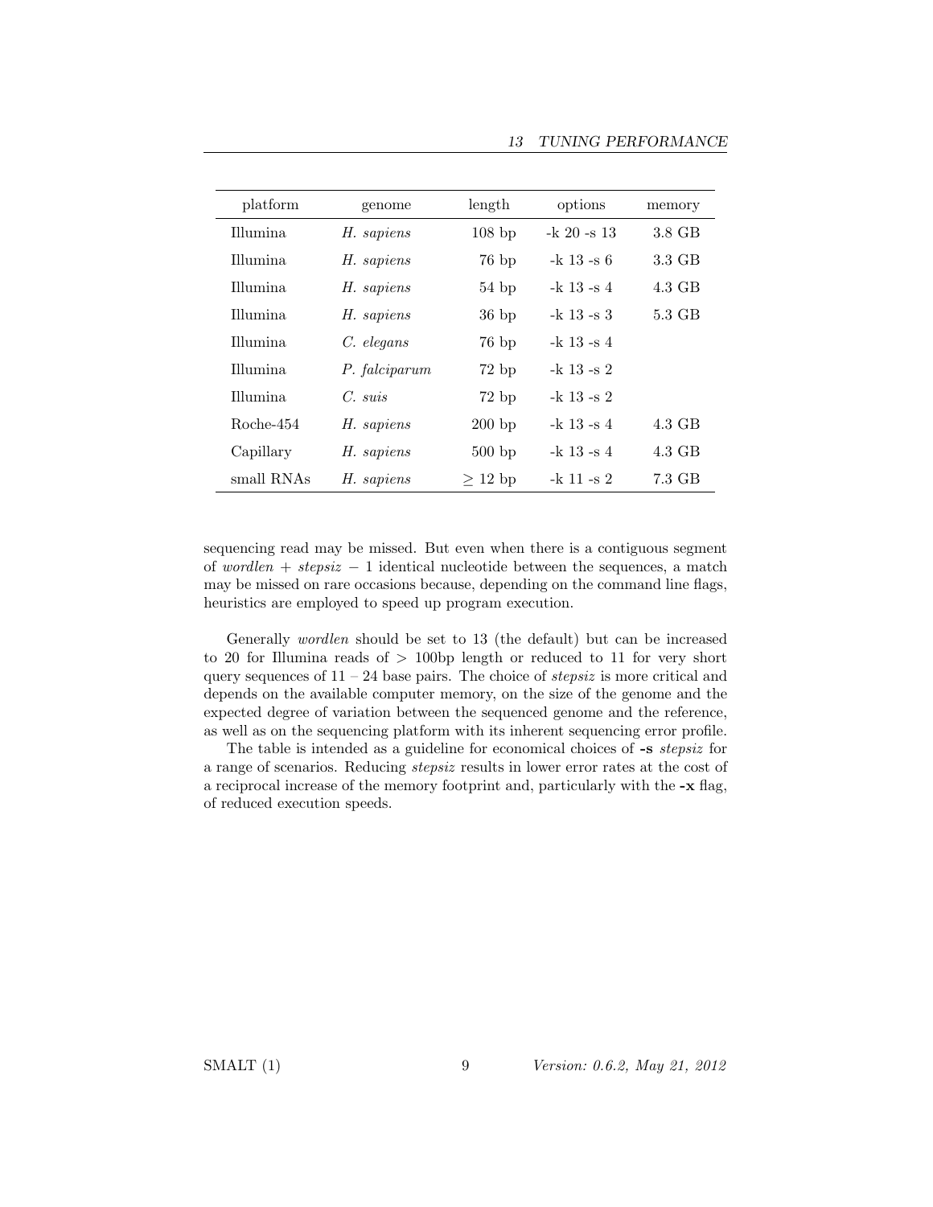| platform | genome | length | options | memory |
|---|---|---|---|---|
| Illumina | *H. sapiens* | 108 bp | -k 20 -s 13 | 3.8 GB |
| Illumina | *H. sapiens* | 76 bp | -k 13 -s 6 | 3.3 GB |
| Illumina | *H. sapiens* | 54 bp | -k 13 -s 4 | 4.3 GB |
| Illumina | *H. sapiens* | 36 bp | -k 13 -s 3 | 5.3 GB |
| Illumina | *C. elegans* | 76 bp | -k 13 -s 4 | |
| Illumina | *P. falciparum* | 72 bp | -k 13 -s 2 | |
| Illumina | *C. suis* | 72 bp | -k 13 -s 2 | |
| Roche-454 | *H. sapiens* | 200 bp | -k 13 -s 4 | 4.3 GB |
| Capillary | *H. sapiens* | 500 bp | -k 13 -s 4 | 4.3 GB |
| small RNAs | *H. sapiens* | $\geq$ 12 bp | -k 11 -s 2 | 7.3 GB |

sequencing read may be missed. But even when there is a contiguous segment of *wordlen* + *stepsiz* $-$ 1 identical nucleotide between the sequences, a match may be missed on rare occasions because, depending on the command line flags, heuristics are employed to speed up program execution.

Generally *wordlen* should be set to 13 (the default) but can be increased to 20 for Illumina reads of $>$ 100bp length or reduced to 11 for very short query sequences of 11 – 24 base pairs. The choice of *stepsiz* is more critical and depends on the available computer memory, on the size of the genome and the expected degree of variation between the sequenced genome and the reference, as well as on the sequencing platform with its inherent sequencing error profile.

The table is intended as a guideline for economical choices of **-s** *stepsiz* for a range of scenarios. Reducing *stepsiz* results in lower error rates at the cost of a reciprocal increase of the memory footprint and, particularly with the **-x** flag, of reduced execution speeds.